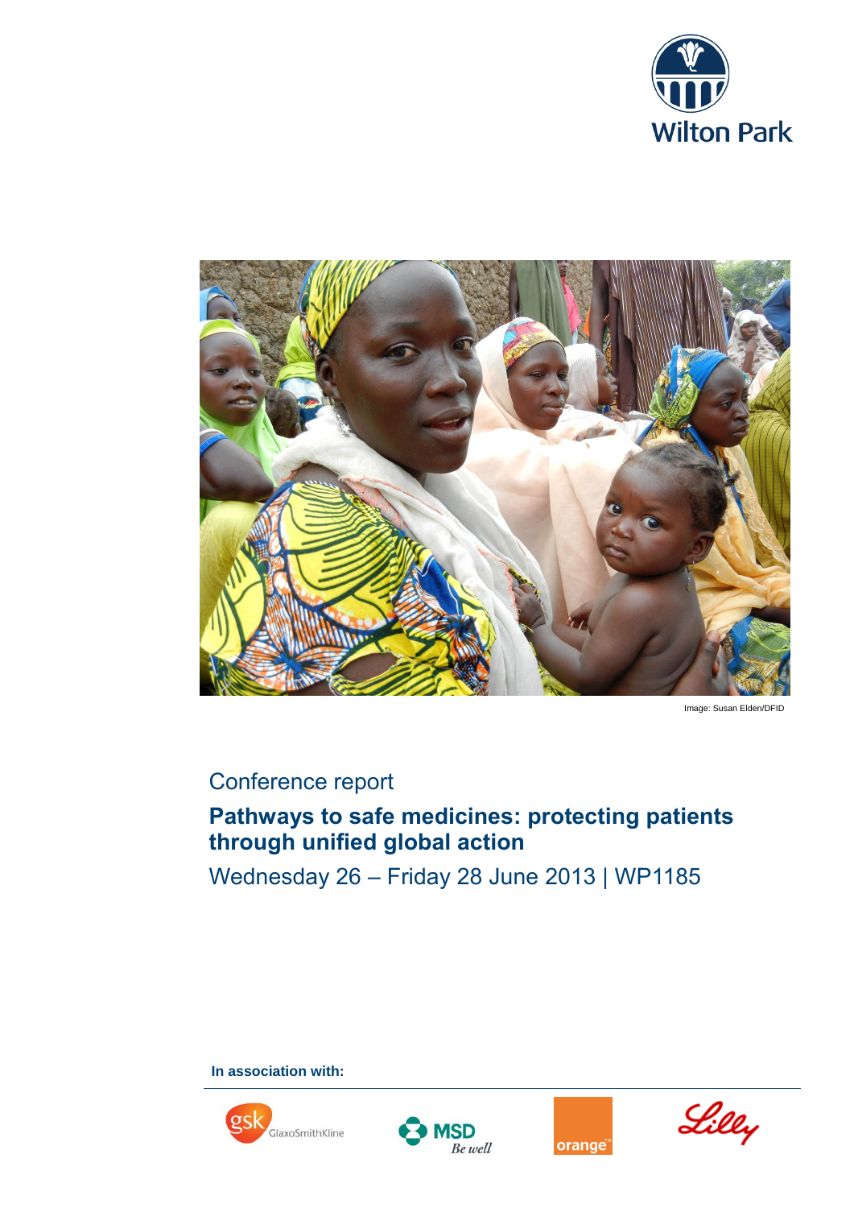Wilton Park

Image: Susan Elden/DFID

Conference report

# Pathways to safe medicines: protecting patients through unified global action

Wednesday 26 – Friday 28 June 2013 | WP1185

**In association with:**

GlaxoSmithKline

MSD Be well

orange

Lilly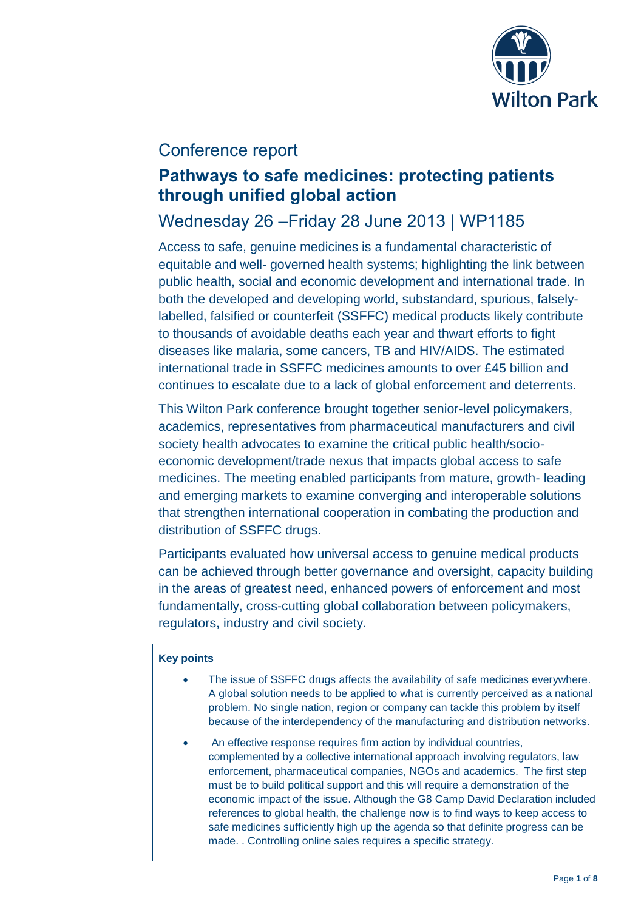Conference report

# Pathways to safe medicines: protecting patients through unified global action

## Wednesday 26 –Friday 28 June 2013 | WP1185

Access to safe, genuine medicines is a fundamental characteristic of equitable and well- governed health systems; highlighting the link between public health, social and economic development and international trade. In both the developed and developing world, substandard, spurious, falsely-labelled, falsified or counterfeit (SSFFC) medical products likely contribute to thousands of avoidable deaths each year and thwart efforts to fight diseases like malaria, some cancers, TB and HIV/AIDS. The estimated international trade in SSFFC medicines amounts to over £45 billion and continues to escalate due to a lack of global enforcement and deterrents.

This Wilton Park conference brought together senior-level policymakers, academics, representatives from pharmaceutical manufacturers and civil society health advocates to examine the critical public health/socio-economic development/trade nexus that impacts global access to safe medicines. The meeting enabled participants from mature, growth- leading and emerging markets to examine converging and interoperable solutions that strengthen international cooperation in combating the production and distribution of SSFFC drugs.

Participants evaluated how universal access to genuine medical products can be achieved through better governance and oversight, capacity building in the areas of greatest need, enhanced powers of enforcement and most fundamentally, cross-cutting global collaboration between policymakers, regulators, industry and civil society.

**Key points**

- The issue of SSFFC drugs affects the availability of safe medicines everywhere. A global solution needs to be applied to what is currently perceived as a national problem. No single nation, region or company can tackle this problem by itself because of the interdependency of the manufacturing and distribution networks.
- An effective response requires firm action by individual countries, complemented by a collective international approach involving regulators, law enforcement, pharmaceutical companies, NGOs and academics. The first step must be to build political support and this will require a demonstration of the economic impact of the issue. Although the G8 Camp David Declaration included references to global health, the challenge now is to find ways to keep access to safe medicines sufficiently high up the agenda so that definite progress can be made. . Controlling online sales requires a specific strategy.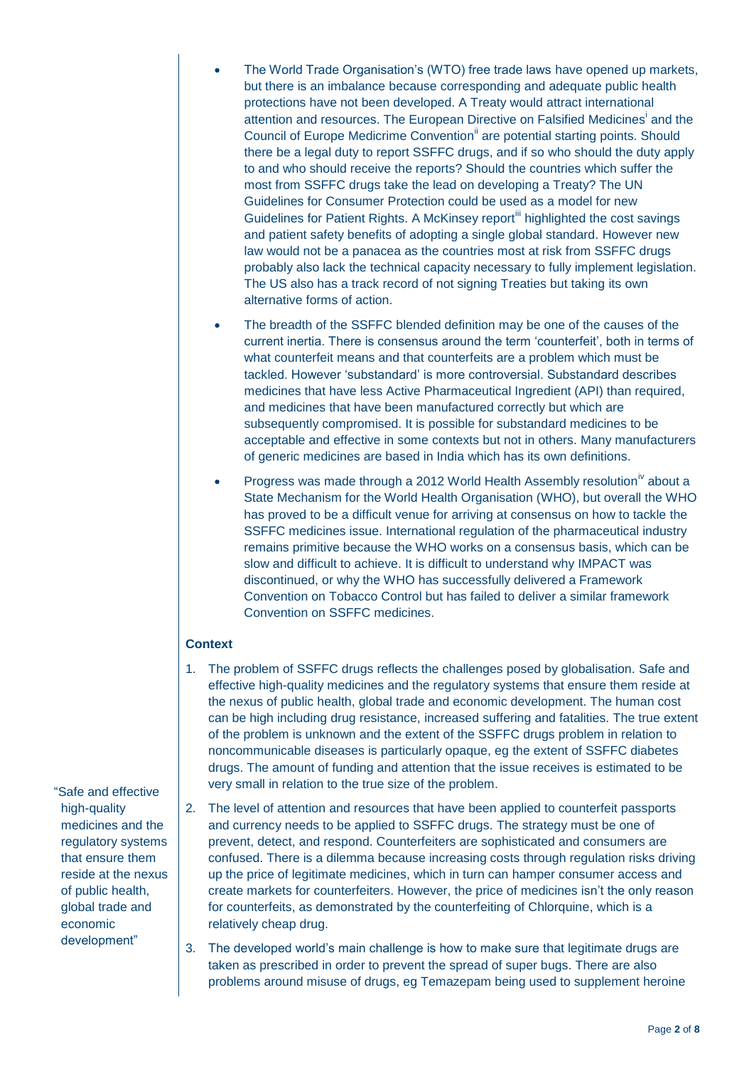- The World Trade Organisation's (WTO) free trade laws have opened up markets, but there is an imbalance because corresponding and adequate public health protections have not been developed. A Treaty would attract international attention and resources. The European Directive on Falsified Medicines[i] and the Council of Europe Medicrime Convention[ii] are potential starting points. Should there be a legal duty to report SSFFC drugs, and if so who should the duty apply to and who should receive the reports? Should the countries which suffer the most from SSFFC drugs take the lead on developing a Treaty? The UN Guidelines for Consumer Protection could be used as a model for new Guidelines for Patient Rights. A McKinsey report[iii] highlighted the cost savings and patient safety benefits of adopting a single global standard. However new law would not be a panacea as the countries most at risk from SSFFC drugs probably also lack the technical capacity necessary to fully implement legislation. The US also has a track record of not signing Treaties but taking its own alternative forms of action.
- The breadth of the SSFFC blended definition may be one of the causes of the current inertia. There is consensus around the term 'counterfeit', both in terms of what counterfeit means and that counterfeits are a problem which must be tackled. However 'substandard' is more controversial. Substandard describes medicines that have less Active Pharmaceutical Ingredient (API) than required, and medicines that have been manufactured correctly but which are subsequently compromised. It is possible for substandard medicines to be acceptable and effective in some contexts but not in others. Many manufacturers of generic medicines are based in India which has its own definitions.
- Progress was made through a 2012 World Health Assembly resolution[iv] about a State Mechanism for the World Health Organisation (WHO), but overall the WHO has proved to be a difficult venue for arriving at consensus on how to tackle the SSFFC medicines issue. International regulation of the pharmaceutical industry remains primitive because the WHO works on a consensus basis, which can be slow and difficult to achieve. It is difficult to understand why IMPACT was discontinued, or why the WHO has successfully delivered a Framework Convention on Tobacco Control but has failed to deliver a similar framework Convention on SSFFC medicines.

### Context

1. The problem of SSFFC drugs reflects the challenges posed by globalisation. Safe and effective high-quality medicines and the regulatory systems that ensure them reside at the nexus of public health, global trade and economic development. The human cost can be high including drug resistance, increased suffering and fatalities. The true extent of the problem is unknown and the extent of the SSFFC drugs problem in relation to noncommunicable diseases is particularly opaque, eg the extent of SSFFC diabetes drugs. The amount of funding and attention that the issue receives is estimated to be very small in relation to the true size of the problem.

> "Safe and effective high-quality medicines and the regulatory systems that ensure them reside at the nexus of public health, global trade and economic development"

2. The level of attention and resources that have been applied to counterfeit passports and currency needs to be applied to SSFFC drugs. The strategy must be one of prevent, detect, and respond. Counterfeiters are sophisticated and consumers are confused. There is a dilemma because increasing costs through regulation risks driving up the price of legitimate medicines, which in turn can hamper consumer access and create markets for counterfeiters. However, the price of medicines isn't the only reason for counterfeits, as demonstrated by the counterfeiting of Chlorquine, which is a relatively cheap drug.
3. The developed world's main challenge is how to make sure that legitimate drugs are taken as prescribed in order to prevent the spread of super bugs. There are also problems around misuse of drugs, eg Temazepam being used to supplement heroine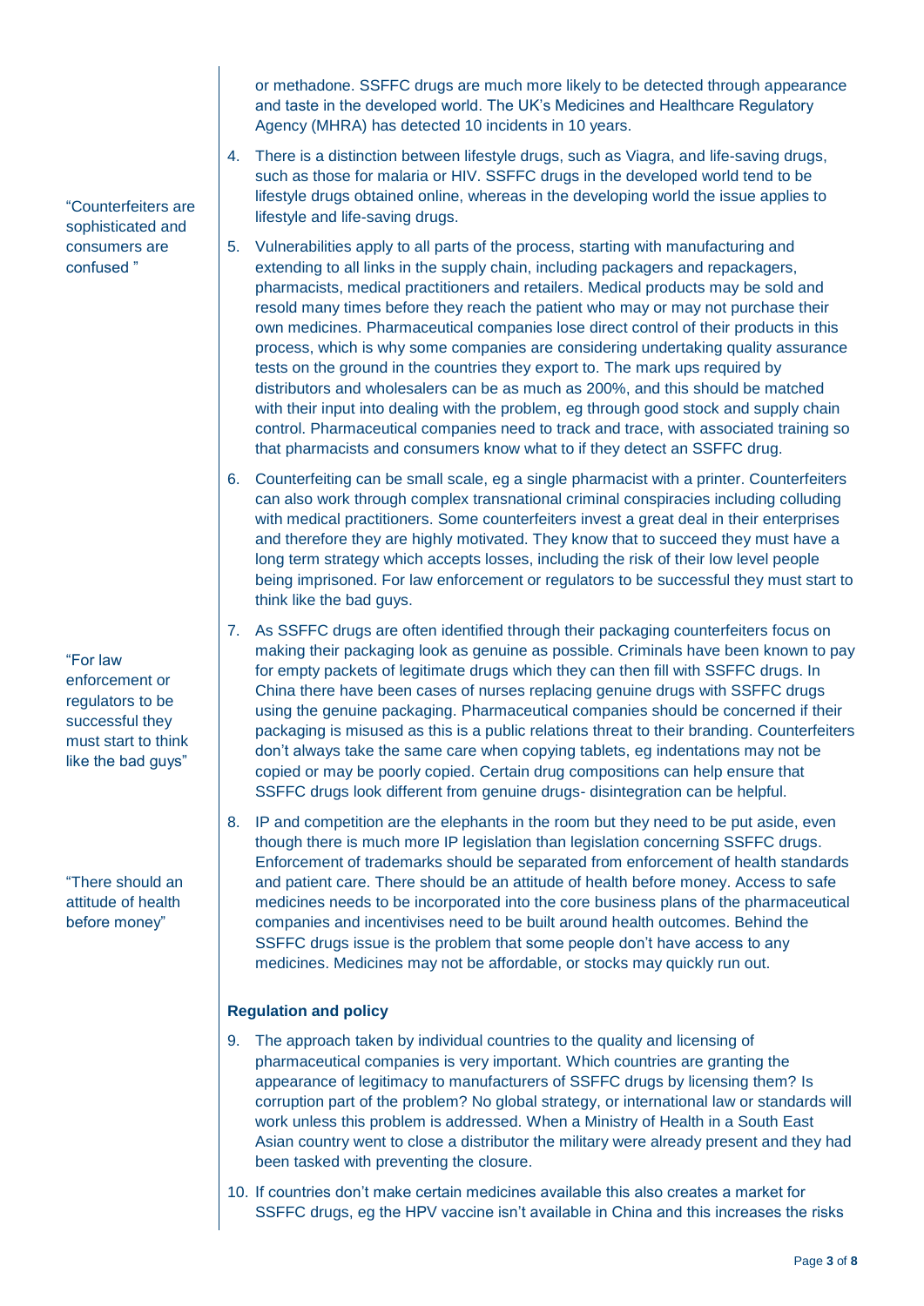or methadone. SSFFC drugs are much more likely to be detected through appearance and taste in the developed world. The UK's Medicines and Healthcare Regulatory Agency (MHRA) has detected 10 incidents in 10 years.

4. There is a distinction between lifestyle drugs, such as Viagra, and life-saving drugs, such as those for malaria or HIV. SSFFC drugs in the developed world tend to be lifestyle drugs obtained online, whereas in the developing world the issue applies to lifestyle and life-saving drugs.

"Counterfeiters are sophisticated and consumers are confused "

5. Vulnerabilities apply to all parts of the process, starting with manufacturing and extending to all links in the supply chain, including packagers and repackagers, pharmacists, medical practitioners and retailers. Medical products may be sold and resold many times before they reach the patient who may or may not purchase their own medicines. Pharmaceutical companies lose direct control of their products in this process, which is why some companies are considering undertaking quality assurance tests on the ground in the countries they export to. The mark ups required by distributors and wholesalers can be as much as 200%, and this should be matched with their input into dealing with the problem, eg through good stock and supply chain control. Pharmaceutical companies need to track and trace, with associated training so that pharmacists and consumers know what to if they detect an SSFFC drug.

6. Counterfeiting can be small scale, eg a single pharmacist with a printer. Counterfeiters can also work through complex transnational criminal conspiracies including colluding with medical practitioners. Some counterfeiters invest a great deal in their enterprises and therefore they are highly motivated. They know that to succeed they must have a long term strategy which accepts losses, including the risk of their low level people being imprisoned. For law enforcement or regulators to be successful they must start to think like the bad guys.

"For law enforcement or regulators to be successful they must start to think like the bad guys"

7. As SSFFC drugs are often identified through their packaging counterfeiters focus on making their packaging look as genuine as possible. Criminals have been known to pay for empty packets of legitimate drugs which they can then fill with SSFFC drugs. In China there have been cases of nurses replacing genuine drugs with SSFFC drugs using the genuine packaging. Pharmaceutical companies should be concerned if their packaging is misused as this is a public relations threat to their branding. Counterfeiters don't always take the same care when copying tablets, eg indentations may not be copied or may be poorly copied. Certain drug compositions can help ensure that SSFFC drugs look different from genuine drugs- disintegration can be helpful.

"There should an attitude of health before money"

8. IP and competition are the elephants in the room but they need to be put aside, even though there is much more IP legislation than legislation concerning SSFFC drugs. Enforcement of trademarks should be separated from enforcement of health standards and patient care. There should be an attitude of health before money. Access to safe medicines needs to be incorporated into the core business plans of the pharmaceutical companies and incentivises need to be built around health outcomes. Behind the SSFFC drugs issue is the problem that some people don't have access to any medicines. Medicines may not be affordable, or stocks may quickly run out.

### Regulation and policy

9. The approach taken by individual countries to the quality and licensing of pharmaceutical companies is very important. Which countries are granting the appearance of legitimacy to manufacturers of SSFFC drugs by licensing them? Is corruption part of the problem? No global strategy, or international law or standards will work unless this problem is addressed. When a Ministry of Health in a South East Asian country went to close a distributor the military were already present and they had been tasked with preventing the closure.

10. If countries don't make certain medicines available this also creates a market for SSFFC drugs, eg the HPV vaccine isn't available in China and this increases the risks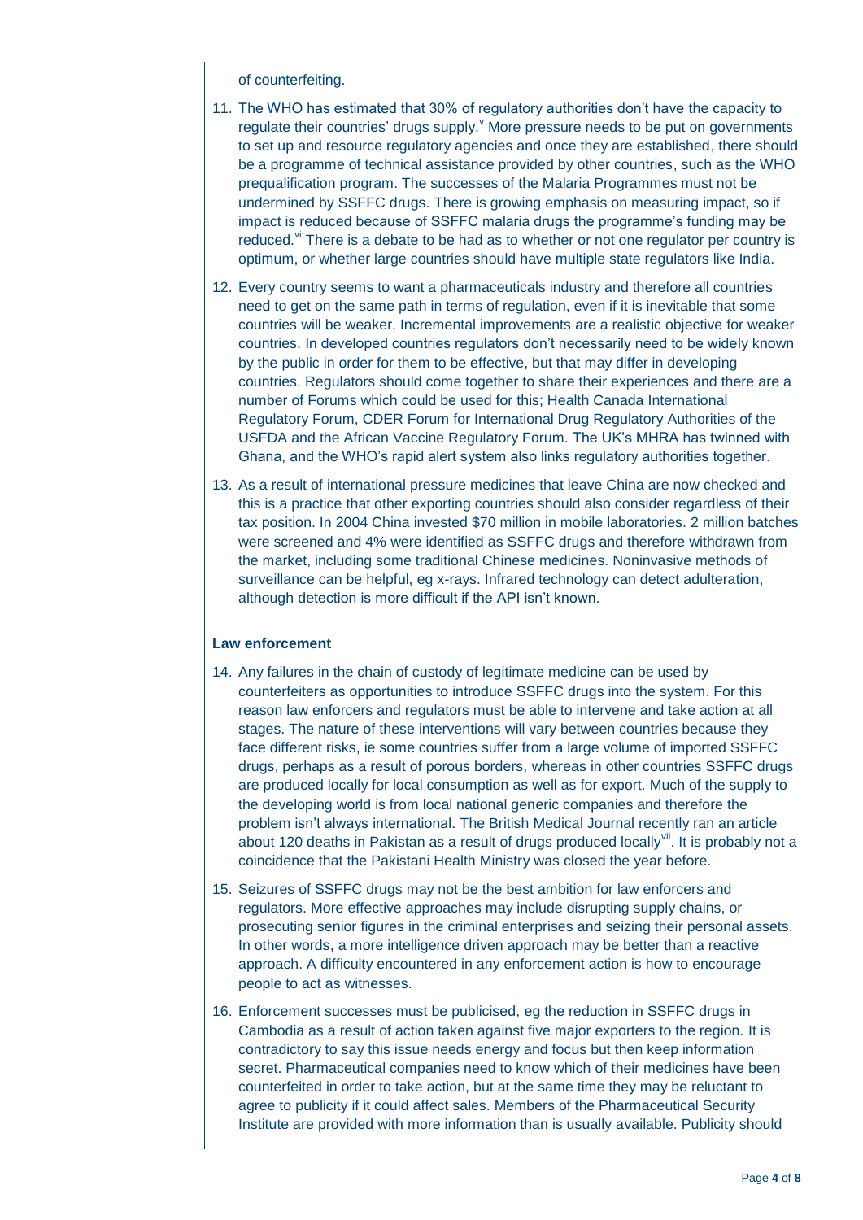of counterfeiting.

11. The WHO has estimated that 30% of regulatory authorities don't have the capacity to regulate their countries' drugs supply.[v] More pressure needs to be put on governments to set up and resource regulatory agencies and once they are established, there should be a programme of technical assistance provided by other countries, such as the WHO prequalification program. The successes of the Malaria Programmes must not be undermined by SSFFC drugs. There is growing emphasis on measuring impact, so if impact is reduced because of SSFFC malaria drugs the programme's funding may be reduced.[vi] There is a debate to be had as to whether or not one regulator per country is optimum, or whether large countries should have multiple state regulators like India.

12. Every country seems to want a pharmaceuticals industry and therefore all countries need to get on the same path in terms of regulation, even if it is inevitable that some countries will be weaker. Incremental improvements are a realistic objective for weaker countries. In developed countries regulators don't necessarily need to be widely known by the public in order for them to be effective, but that may differ in developing countries. Regulators should come together to share their experiences and there are a number of Forums which could be used for this; Health Canada International Regulatory Forum, CDER Forum for International Drug Regulatory Authorities of the USFDA and the African Vaccine Regulatory Forum. The UK's MHRA has twinned with Ghana, and the WHO's rapid alert system also links regulatory authorities together.

13. As a result of international pressure medicines that leave China are now checked and this is a practice that other exporting countries should also consider regardless of their tax position. In 2004 China invested $70 million in mobile laboratories. 2 million batches were screened and 4% were identified as SSFFC drugs and therefore withdrawn from the market, including some traditional Chinese medicines. Noninvasive methods of surveillance can be helpful, eg x-rays. Infrared technology can detect adulteration, although detection is more difficult if the API isn't known.

**Law enforcement**

14. Any failures in the chain of custody of legitimate medicine can be used by counterfeiters as opportunities to introduce SSFFC drugs into the system. For this reason law enforcers and regulators must be able to intervene and take action at all stages. The nature of these interventions will vary between countries because they face different risks, ie some countries suffer from a large volume of imported SSFFC drugs, perhaps as a result of porous borders, whereas in other countries SSFFC drugs are produced locally for local consumption as well as for export. Much of the supply to the developing world is from local national generic companies and therefore the problem isn't always international. The British Medical Journal recently ran an article about 120 deaths in Pakistan as a result of drugs produced locally[vii]. It is probably not a coincidence that the Pakistani Health Ministry was closed the year before.

15. Seizures of SSFFC drugs may not be the best ambition for law enforcers and regulators. More effective approaches may include disrupting supply chains, or prosecuting senior figures in the criminal enterprises and seizing their personal assets. In other words, a more intelligence driven approach may be better than a reactive approach. A difficulty encountered in any enforcement action is how to encourage people to act as witnesses.

16. Enforcement successes must be publicised, eg the reduction in SSFFC drugs in Cambodia as a result of action taken against five major exporters to the region. It is contradictory to say this issue needs energy and focus but then keep information secret. Pharmaceutical companies need to know which of their medicines have been counterfeited in order to take action, but at the same time they may be reluctant to agree to publicity if it could affect sales. Members of the Pharmaceutical Security Institute are provided with more information than is usually available. Publicity should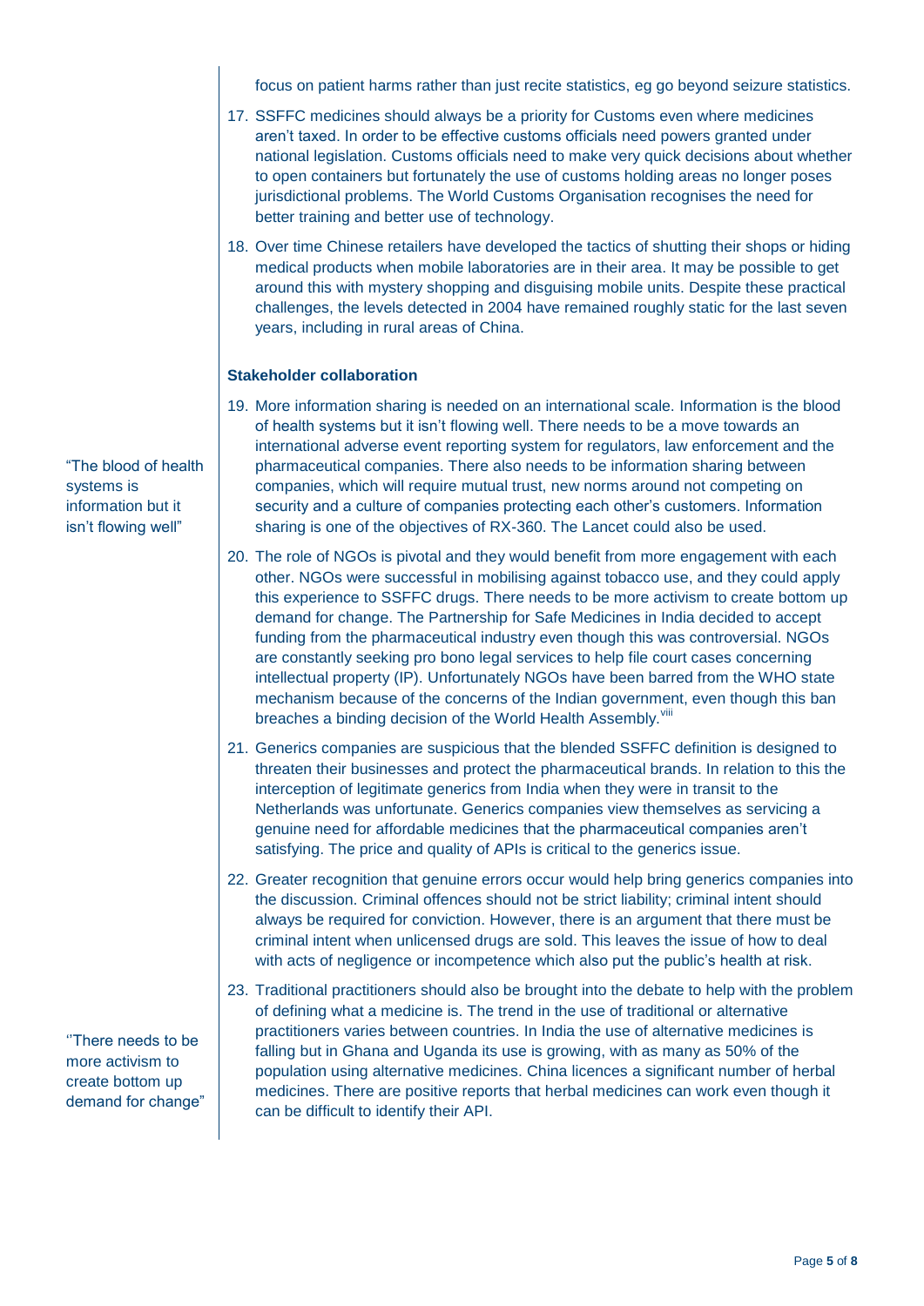focus on patient harms rather than just recite statistics, eg go beyond seizure statistics.

17. SSFFC medicines should always be a priority for Customs even where medicines aren't taxed. In order to be effective customs officials need powers granted under national legislation. Customs officials need to make very quick decisions about whether to open containers but fortunately the use of customs holding areas no longer poses jurisdictional problems. The World Customs Organisation recognises the need for better training and better use of technology.

18. Over time Chinese retailers have developed the tactics of shutting their shops or hiding medical products when mobile laboratories are in their area. It may be possible to get around this with mystery shopping and disguising mobile units. Despite these practical challenges, the levels detected in 2004 have remained roughly static for the last seven years, including in rural areas of China.

### Stakeholder collaboration

"The blood of health systems is information but it isn't flowing well"

19. More information sharing is needed on an international scale. Information is the blood of health systems but it isn't flowing well. There needs to be a move towards an international adverse event reporting system for regulators, law enforcement and the pharmaceutical companies. There also needs to be information sharing between companies, which will require mutual trust, new norms around not competing on security and a culture of companies protecting each other's customers. Information sharing is one of the objectives of RX-360. The Lancet could also be used.

20. The role of NGOs is pivotal and they would benefit from more engagement with each other. NGOs were successful in mobilising against tobacco use, and they could apply this experience to SSFFC drugs. There needs to be more activism to create bottom up demand for change. The Partnership for Safe Medicines in India decided to accept funding from the pharmaceutical industry even though this was controversial. NGOs are constantly seeking pro bono legal services to help file court cases concerning intellectual property (IP). Unfortunately NGOs have been barred from the WHO state mechanism because of the concerns of the Indian government, even though this ban breaches a binding decision of the World Health Assembly.[viii]

21. Generics companies are suspicious that the blended SSFFC definition is designed to threaten their businesses and protect the pharmaceutical brands. In relation to this the interception of legitimate generics from India when they were in transit to the Netherlands was unfortunate. Generics companies view themselves as servicing a genuine need for affordable medicines that the pharmaceutical companies aren't satisfying. The price and quality of APIs is critical to the generics issue.

22. Greater recognition that genuine errors occur would help bring generics companies into the discussion. Criminal offences should not be strict liability; criminal intent should always be required for conviction. However, there is an argument that there must be criminal intent when unlicensed drugs are sold. This leaves the issue of how to deal with acts of negligence or incompetence which also put the public's health at risk.

"There needs to be more activism to create bottom up demand for change"

23. Traditional practitioners should also be brought into the debate to help with the problem of defining what a medicine is. The trend in the use of traditional or alternative practitioners varies between countries. In India the use of alternative medicines is falling but in Ghana and Uganda its use is growing, with as many as 50% of the population using alternative medicines. China licences a significant number of herbal medicines. There are positive reports that herbal medicines can work even though it can be difficult to identify their API.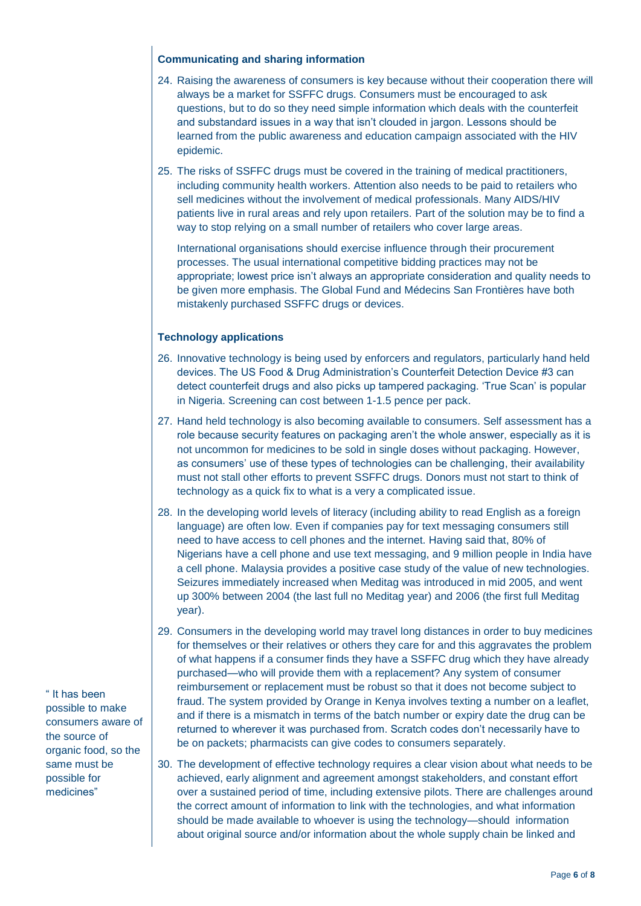### Communicating and sharing information

24. Raising the awareness of consumers is key because without their cooperation there will always be a market for SSFFC drugs. Consumers must be encouraged to ask questions, but to do so they need simple information which deals with the counterfeit and substandard issues in a way that isn't clouded in jargon. Lessons should be learned from the public awareness and education campaign associated with the HIV epidemic.

25. The risks of SSFFC drugs must be covered in the training of medical practitioners, including community health workers. Attention also needs to be paid to retailers who sell medicines without the involvement of medical professionals. Many AIDS/HIV patients live in rural areas and rely upon retailers. Part of the solution may be to find a way to stop relying on a small number of retailers who cover large areas.

    International organisations should exercise influence through their procurement processes. The usual international competitive bidding practices may not be appropriate; lowest price isn't always an appropriate consideration and quality needs to be given more emphasis. The Global Fund and Médecins San Frontières have both mistakenly purchased SSFFC drugs or devices.

### Technology applications

26. Innovative technology is being used by enforcers and regulators, particularly hand held devices. The US Food & Drug Administration's Counterfeit Detection Device #3 can detect counterfeit drugs and also picks up tampered packaging. 'True Scan' is popular in Nigeria. Screening can cost between 1-1.5 pence per pack.

27. Hand held technology is also becoming available to consumers. Self assessment has a role because security features on packaging aren't the whole answer, especially as it is not uncommon for medicines to be sold in single doses without packaging. However, as consumers' use of these types of technologies can be challenging, their availability must not stall other efforts to prevent SSFFC drugs. Donors must not start to think of technology as a quick fix to what is a very complicated issue.

28. In the developing world levels of literacy (including ability to read English as a foreign language) are often low. Even if companies pay for text messaging consumers still need to have access to cell phones and the internet. Having said that, 80% of Nigerians have a cell phone and use text messaging, and 9 million people in India have a cell phone. Malaysia provides a positive case study of the value of new technologies. Seizures immediately increased when Meditag was introduced in mid 2005, and went up 300% between 2004 (the last full no Meditag year) and 2006 (the first full Meditag year).

29. Consumers in the developing world may travel long distances in order to buy medicines for themselves or their relatives or others they care for and this aggravates the problem of what happens if a consumer finds they have a SSFFC drug which they have already purchased—who will provide them with a replacement? Any system of consumer reimbursement or replacement must be robust so that it does not become subject to fraud. The system provided by Orange in Kenya involves texting a number on a leaflet, and if there is a mismatch in terms of the batch number or expiry date the drug can be returned to wherever it was purchased from. Scratch codes don't necessarily have to be on packets; pharmacists can give codes to consumers separately.

> " It has been possible to make consumers aware of the source of organic food, so the same must be possible for medicines"

30. The development of effective technology requires a clear vision about what needs to be achieved, early alignment and agreement amongst stakeholders, and constant effort over a sustained period of time, including extensive pilots. There are challenges around the correct amount of information to link with the technologies, and what information should be made available to whoever is using the technology—should information about original source and/or information about the whole supply chain be linked and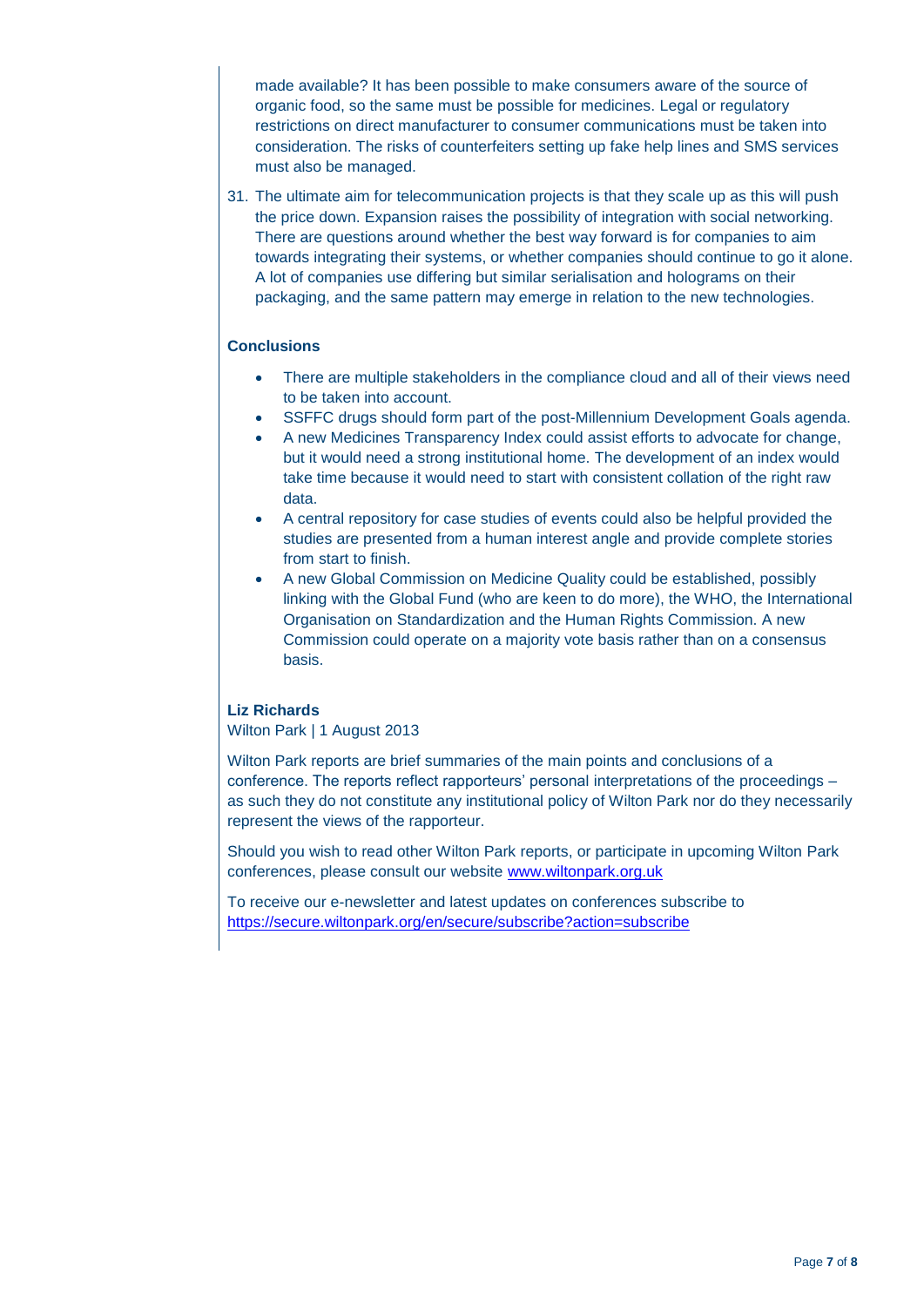made available? It has been possible to make consumers aware of the source of organic food, so the same must be possible for medicines. Legal or regulatory restrictions on direct manufacturer to consumer communications must be taken into consideration. The risks of counterfeiters setting up fake help lines and SMS services must also be managed.

31. The ultimate aim for telecommunication projects is that they scale up as this will push the price down. Expansion raises the possibility of integration with social networking. There are questions around whether the best way forward is for companies to aim towards integrating their systems, or whether companies should continue to go it alone. A lot of companies use differing but similar serialisation and holograms on their packaging, and the same pattern may emerge in relation to the new technologies.

## Conclusions

- There are multiple stakeholders in the compliance cloud and all of their views need to be taken into account.
- SSFFC drugs should form part of the post-Millennium Development Goals agenda.
- A new Medicines Transparency Index could assist efforts to advocate for change, but it would need a strong institutional home. The development of an index would take time because it would need to start with consistent collation of the right raw data.
- A central repository for case studies of events could also be helpful provided the studies are presented from a human interest angle and provide complete stories from start to finish.
- A new Global Commission on Medicine Quality could be established, possibly linking with the Global Fund (who are keen to do more), the WHO, the International Organisation on Standardization and the Human Rights Commission. A new Commission could operate on a majority vote basis rather than on a consensus basis.

**Liz Richards**
Wilton Park | 1 August 2013

Wilton Park reports are brief summaries of the main points and conclusions of a conference. The reports reflect rapporteurs' personal interpretations of the proceedings – as such they do not constitute any institutional policy of Wilton Park nor do they necessarily represent the views of the rapporteur.

Should you wish to read other Wilton Park reports, or participate in upcoming Wilton Park conferences, please consult our website [www.wiltonpark.org.uk](http://www.wiltonpark.org.uk)

To receive our e-newsletter and latest updates on conferences subscribe to [https://secure.wiltonpark.org/en/secure/subscribe?action=subscribe](https://secure.wiltonpark.org/en/secure/subscribe?action=subscribe)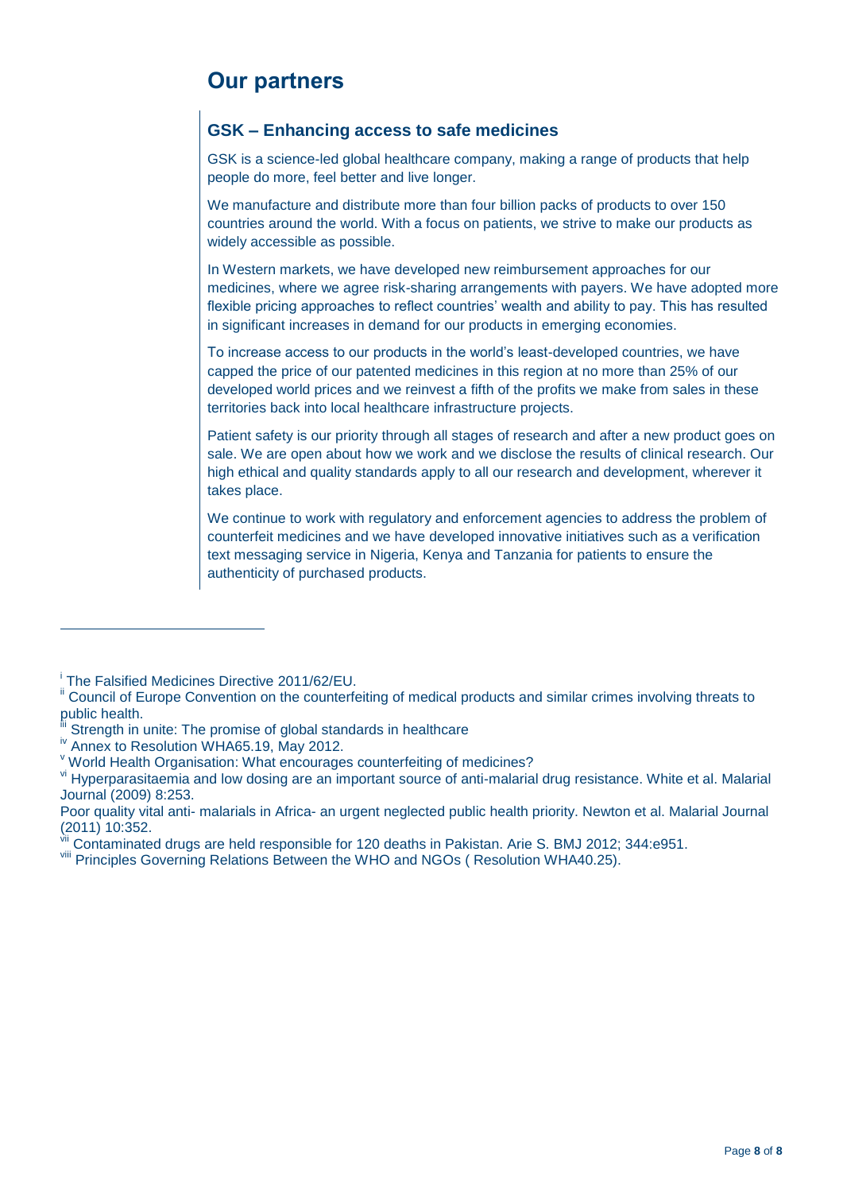# Our partners

## GSK – Enhancing access to safe medicines

GSK is a science-led global healthcare company, making a range of products that help people do more, feel better and live longer.

We manufacture and distribute more than four billion packs of products to over 150 countries around the world. With a focus on patients, we strive to make our products as widely accessible as possible.

In Western markets, we have developed new reimbursement approaches for our medicines, where we agree risk-sharing arrangements with payers. We have adopted more flexible pricing approaches to reflect countries' wealth and ability to pay. This has resulted in significant increases in demand for our products in emerging economies.

To increase access to our products in the world's least-developed countries, we have capped the price of our patented medicines in this region at no more than 25% of our developed world prices and we reinvest a fifth of the profits we make from sales in these territories back into local healthcare infrastructure projects.

Patient safety is our priority through all stages of research and after a new product goes on sale. We are open about how we work and we disclose the results of clinical research. Our high ethical and quality standards apply to all our research and development, wherever it takes place.

We continue to work with regulatory and enforcement agencies to address the problem of counterfeit medicines and we have developed innovative initiatives such as a verification text messaging service in Nigeria, Kenya and Tanzania for patients to ensure the authenticity of purchased products.

---

[i] The Falsified Medicines Directive 2011/62/EU.

[ii] Council of Europe Convention on the counterfeiting of medical products and similar crimes involving threats to public health.

[iii] Strength in unite: The promise of global standards in healthcare

[iv] Annex to Resolution WHA65.19, May 2012.

[v] World Health Organisation: What encourages counterfeiting of medicines?

[vi] Hyperparasitaemia and low dosing are an important source of anti-malarial drug resistance. White et al. Malarial Journal (2009) 8:253.

Poor quality vital anti- malarials in Africa- an urgent neglected public health priority. Newton et al. Malarial Journal (2011) 10:352.

[vii] Contaminated drugs are held responsible for 120 deaths in Pakistan. Arie S. BMJ 2012; 344:e951.

[viii] Principles Governing Relations Between the WHO and NGOs ( Resolution WHA40.25).